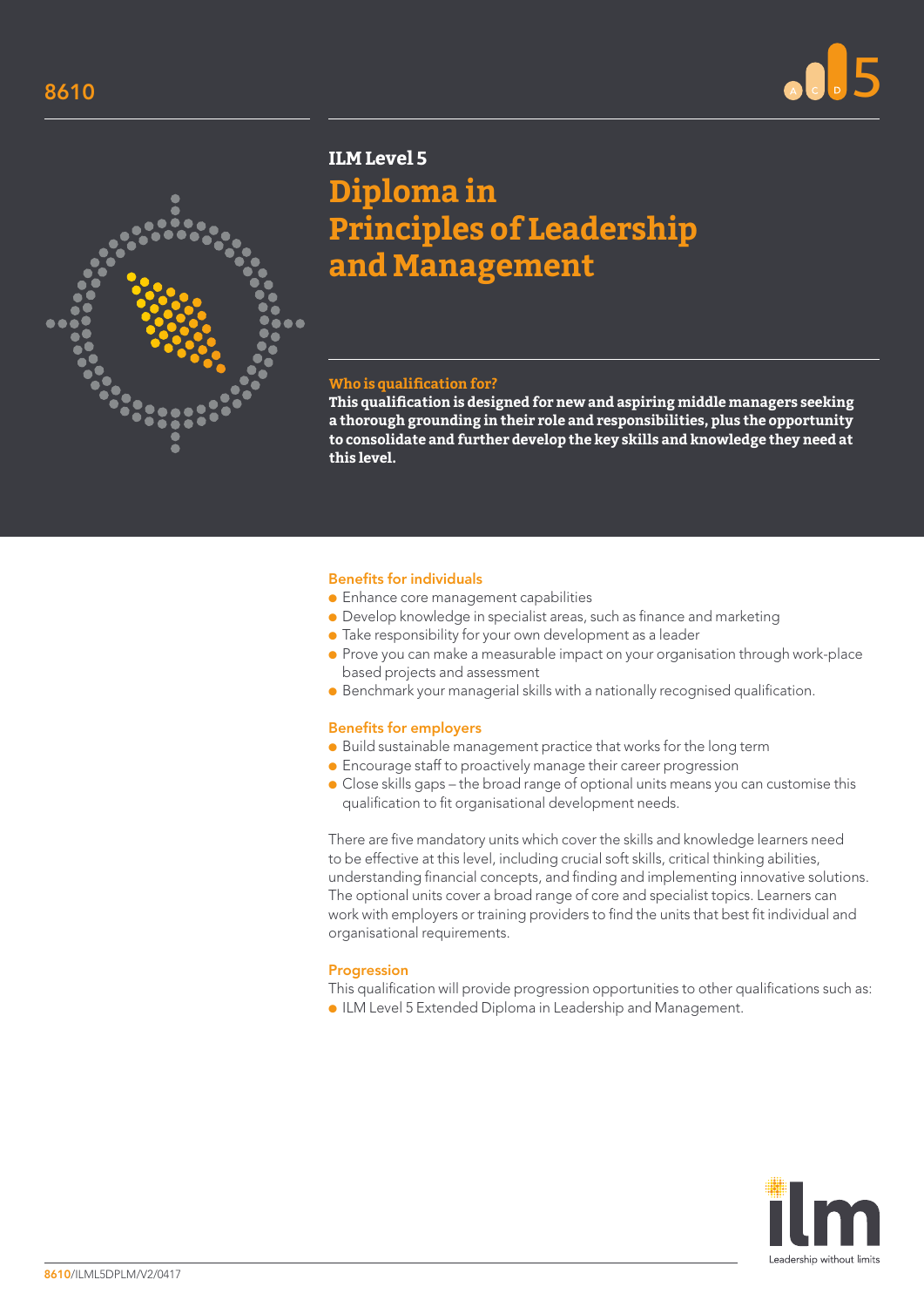8610

**ILM Level 5**

# Diploma in Principles of Leadership and Management

### Who is qualification for?

**This qualification is designed for new and aspiring middle managers seeking a thorough grounding in their role and responsibilities, plus the opportunity to consolidate and further develop the key skills and knowledge they need at this level.**

### Benefits for individuals

- Enhance core management capabilities
- Develop knowledge in specialist areas, such as finance and marketing
- Take responsibility for your own development as a leader
- Prove you can make a measurable impact on your organisation through work-place based projects and assessment
- Benchmark your managerial skills with a nationally recognised qualification.

### Benefits for employers

- Build sustainable management practice that works for the long term
- Encourage staff to proactively manage their career progression
- Close skills gaps – the broad range of optional units means you can customise this qualification to fit organisational development needs.

There are five mandatory units which cover the skills and knowledge learners need to be effective at this level, including crucial soft skills, critical thinking abilities, understanding financial concepts, and finding and implementing innovative solutions. The optional units cover a broad range of core and specialist topics. Learners can work with employers or training providers to find the units that best fit individual and organisational requirements.

### Progression

This qualification will provide progression opportunities to other qualifications such as:

- ILM Level 5 Extended Diploma in Leadership and Management.

ilm Leadership without limits

8610/ILML5DPLM/V2/0417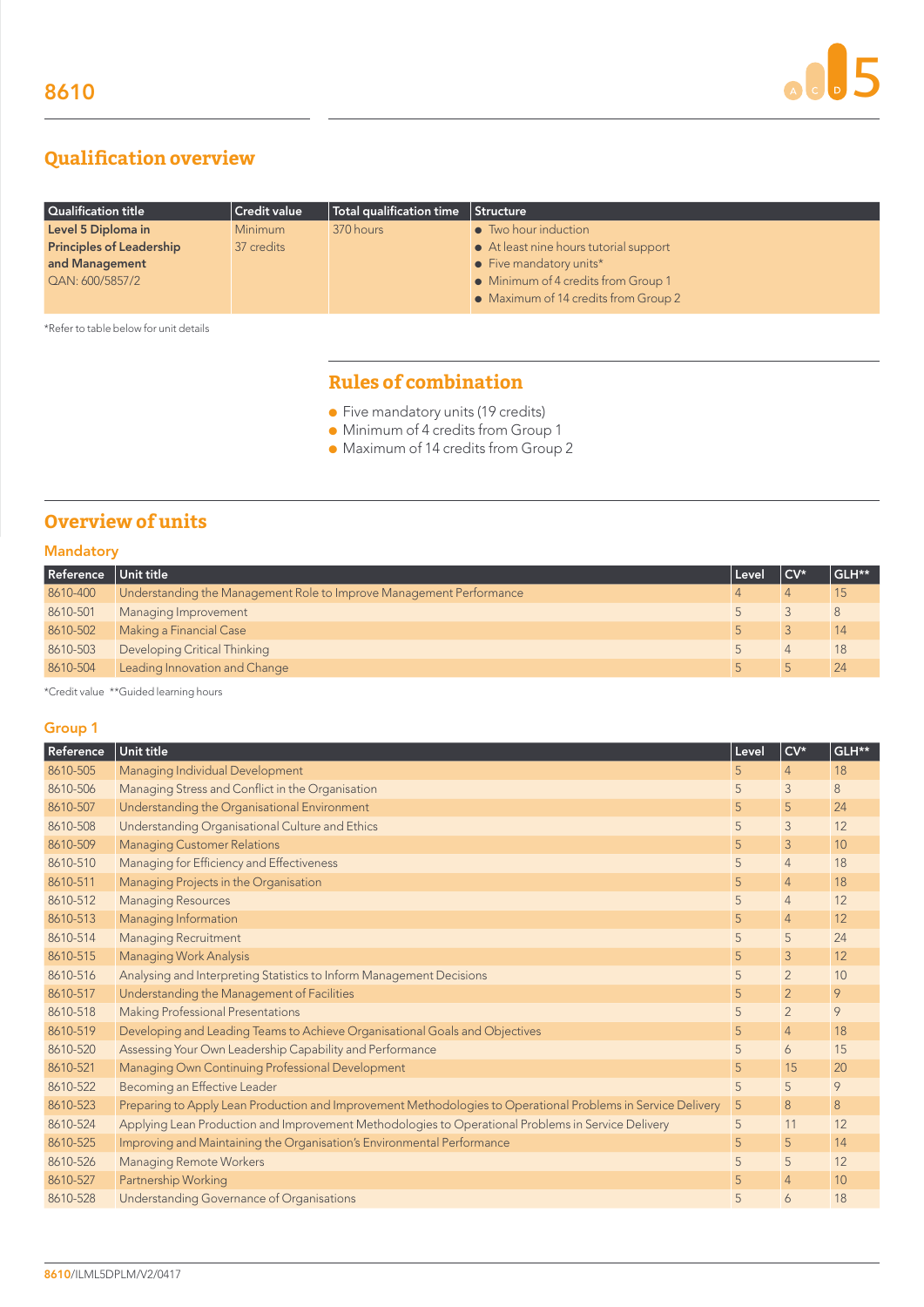# 8610

## Qualification overview

| Qualification title | Credit value | Total qualification time | Structure |
|---|---|---|---|
| **Level 5 Diploma in Principles of Leadership and Management** QAN: 600/5857/2 | Minimum 37 credits | 370 hours | • Two hour induction<br>• At least nine hours tutorial support<br>• Five mandatory units*<br>• Minimum of 4 credits from Group 1<br>• Maximum of 14 credits from Group 2 |

*Refer to table below for unit details

## Rules of combination

- Five mandatory units (19 credits)
- Minimum of 4 credits from Group 1
- Maximum of 14 credits from Group 2

## Overview of units

### Mandatory

| Reference | Unit title | Level | CV* | GLH** |
|---|---|---|---|---|
| 8610-400 | Understanding the Management Role to Improve Management Performance | 4 | 4 | 15 |
| 8610-501 | Managing Improvement | 5 | 3 | 8 |
| 8610-502 | Making a Financial Case | 5 | 3 | 14 |
| 8610-503 | Developing Critical Thinking | 5 | 4 | 18 |
| 8610-504 | Leading Innovation and Change | 5 | 5 | 24 |

*Credit value **Guided learning hours

### Group 1

| Reference | Unit title | Level | CV* | GLH** |
|---|---|---|---|---|
| 8610-505 | Managing Individual Development | 5 | 4 | 18 |
| 8610-506 | Managing Stress and Conflict in the Organisation | 5 | 3 | 8 |
| 8610-507 | Understanding the Organisational Environment | 5 | 5 | 24 |
| 8610-508 | Understanding Organisational Culture and Ethics | 5 | 3 | 12 |
| 8610-509 | Managing Customer Relations | 5 | 3 | 10 |
| 8610-510 | Managing for Efficiency and Effectiveness | 5 | 4 | 18 |
| 8610-511 | Managing Projects in the Organisation | 5 | 4 | 18 |
| 8610-512 | Managing Resources | 5 | 4 | 12 |
| 8610-513 | Managing Information | 5 | 4 | 12 |
| 8610-514 | Managing Recruitment | 5 | 5 | 24 |
| 8610-515 | Managing Work Analysis | 5 | 3 | 12 |
| 8610-516 | Analysing and Interpreting Statistics to Inform Management Decisions | 5 | 2 | 10 |
| 8610-517 | Understanding the Management of Facilities | 5 | 2 | 9 |
| 8610-518 | Making Professional Presentations | 5 | 2 | 9 |
| 8610-519 | Developing and Leading Teams to Achieve Organisational Goals and Objectives | 5 | 4 | 18 |
| 8610-520 | Assessing Your Own Leadership Capability and Performance | 5 | 6 | 15 |
| 8610-521 | Managing Own Continuing Professional Development | 5 | 15 | 20 |
| 8610-522 | Becoming an Effective Leader | 5 | 5 | 9 |
| 8610-523 | Preparing to Apply Lean Production and Improvement Methodologies to Operational Problems in Service Delivery | 5 | 8 | 8 |
| 8610-524 | Applying Lean Production and Improvement Methodologies to Operational Problems in Service Delivery | 5 | 11 | 12 |
| 8610-525 | Improving and Maintaining the Organisation's Environmental Performance | 5 | 5 | 14 |
| 8610-526 | Managing Remote Workers | 5 | 5 | 12 |
| 8610-527 | Partnership Working | 5 | 4 | 10 |
| 8610-528 | Understanding Governance of Organisations | 5 | 6 | 18 |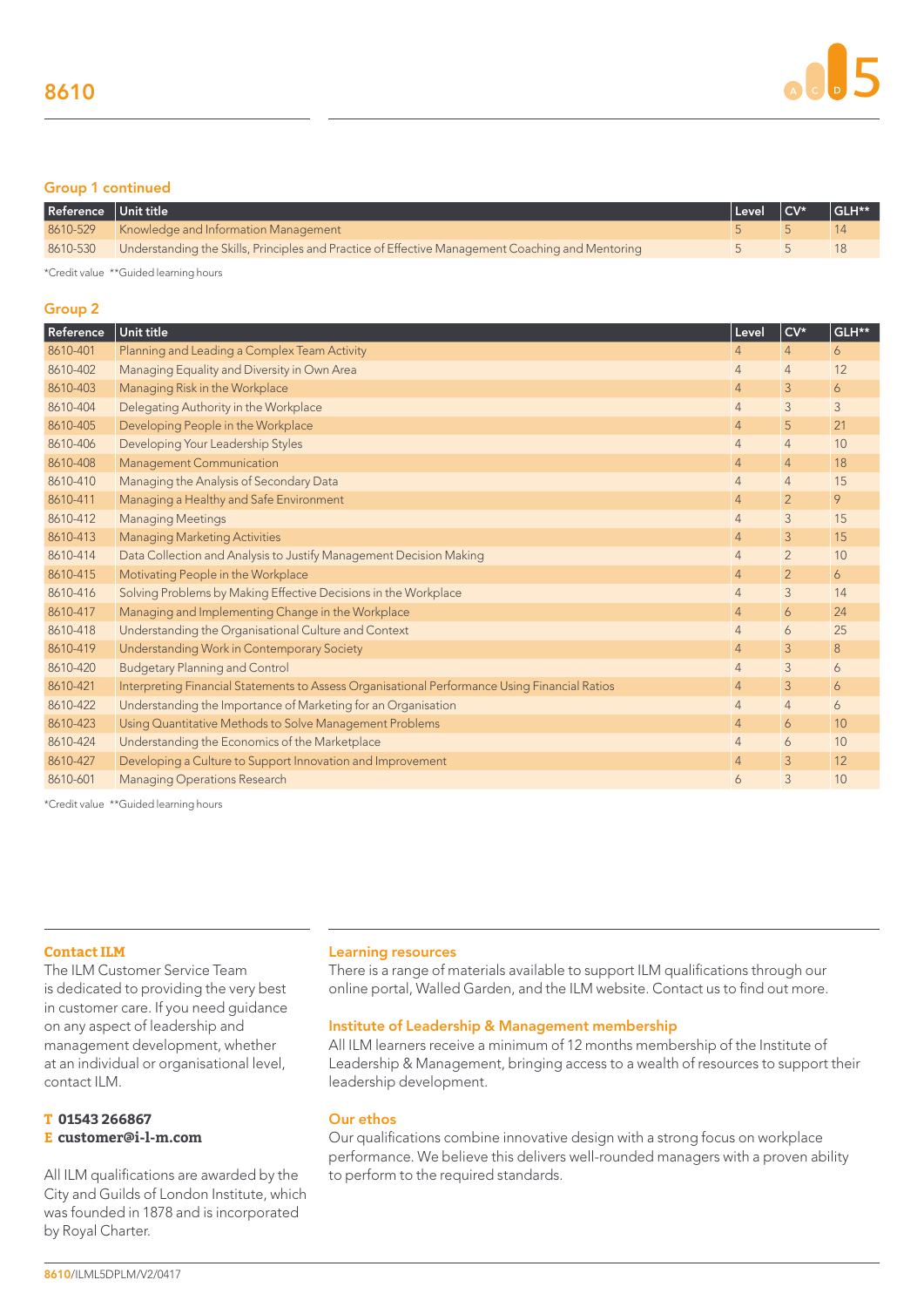## Group 1 continued

| Reference | Unit title | Level | CV* | GLH** |
|---|---|---|---|---|
| 8610-529 | Knowledge and Information Management | 5 | 5 | 14 |
| 8610-530 | Understanding the Skills, Principles and Practice of Effective Management Coaching and Mentoring | 5 | 5 | 18 |

*Credit value **Guided learning hours

## Group 2

| Reference | Unit title | Level | CV* | GLH** |
|---|---|---|---|---|
| 8610-401 | Planning and Leading a Complex Team Activity | 4 | 4 | 6 |
| 8610-402 | Managing Equality and Diversity in Own Area | 4 | 4 | 12 |
| 8610-403 | Managing Risk in the Workplace | 4 | 3 | 6 |
| 8610-404 | Delegating Authority in the Workplace | 4 | 3 | 3 |
| 8610-405 | Developing People in the Workplace | 4 | 5 | 21 |
| 8610-406 | Developing Your Leadership Styles | 4 | 4 | 10 |
| 8610-408 | Management Communication | 4 | 4 | 18 |
| 8610-410 | Managing the Analysis of Secondary Data | 4 | 4 | 15 |
| 8610-411 | Managing a Healthy and Safe Environment | 4 | 2 | 9 |
| 8610-412 | Managing Meetings | 4 | 3 | 15 |
| 8610-413 | Managing Marketing Activities | 4 | 3 | 15 |
| 8610-414 | Data Collection and Analysis to Justify Management Decision Making | 4 | 2 | 10 |
| 8610-415 | Motivating People in the Workplace | 4 | 2 | 6 |
| 8610-416 | Solving Problems by Making Effective Decisions in the Workplace | 4 | 3 | 14 |
| 8610-417 | Managing and Implementing Change in the Workplace | 4 | 6 | 24 |
| 8610-418 | Understanding the Organisational Culture and Context | 4 | 6 | 25 |
| 8610-419 | Understanding Work in Contemporary Society | 4 | 3 | 8 |
| 8610-420 | Budgetary Planning and Control | 4 | 3 | 6 |
| 8610-421 | Interpreting Financial Statements to Assess Organisational Performance Using Financial Ratios | 4 | 3 | 6 |
| 8610-422 | Understanding the Importance of Marketing for an Organisation | 4 | 4 | 6 |
| 8610-423 | Using Quantitative Methods to Solve Management Problems | 4 | 6 | 10 |
| 8610-424 | Understanding the Economics of the Marketplace | 4 | 6 | 10 |
| 8610-427 | Developing a Culture to Support Innovation and Improvement | 4 | 3 | 12 |
| 8610-601 | Managing Operations Research | 6 | 3 | 10 |

*Credit value **Guided learning hours

### Contact ILM

The ILM Customer Service Team is dedicated to providing the very best in customer care. If you need guidance on any aspect of leadership and management development, whether at an individual or organisational level, contact ILM.

**T 01543 266867**
**E customer@i-l-m.com**

All ILM qualifications are awarded by the City and Guilds of London Institute, which was founded in 1878 and is incorporated by Royal Charter.

### Learning resources

There is a range of materials available to support ILM qualifications through our online portal, Walled Garden, and the ILM website. Contact us to find out more.

### Institute of Leadership & Management membership

All ILM learners receive a minimum of 12 months membership of the Institute of Leadership & Management, bringing access to a wealth of resources to support their leadership development.

### Our ethos

Our qualifications combine innovative design with a strong focus on workplace performance. We believe this delivers well-rounded managers with a proven ability to perform to the required standards.

8610/ILML5DPLM/V2/0417